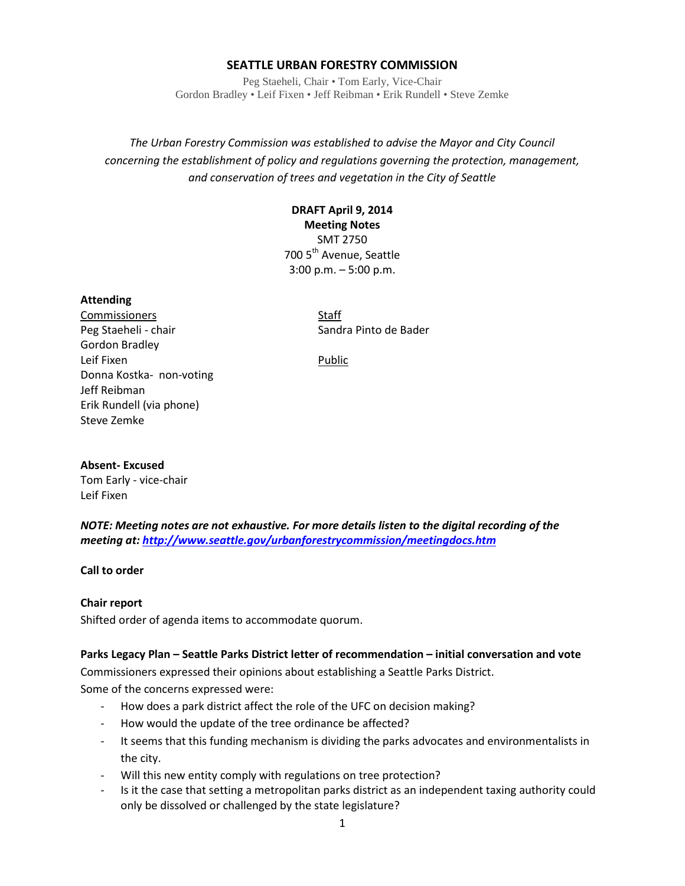# SEATTLE URBAN FORESTRY COMMISSION

Peg Staeheli, Chair • Tom Early, Vice-Chair
Gordon Bradley • Leif Fixen • Jeff Reibman • Erik Rundell • Steve Zemke

*The Urban Forestry Commission was established to advise the Mayor and City Council concerning the establishment of policy and regulations governing the protection, management, and conservation of trees and vegetation in the City of Seattle*

**DRAFT April 9, 2014**
**Meeting Notes**
SMT 2750
700 5th Avenue, Seattle
3:00 p.m. – 5:00 p.m.

**Attending**

Commissioners
Peg Staeheli - chair
Gordon Bradley
Leif Fixen
Donna Kostka- non-voting
Jeff Reibman
Erik Rundell (via phone)
Steve Zemke

Staff
Sandra Pinto de Bader

Public

**Absent- Excused**
Tom Early - vice-chair
Leif Fixen

***NOTE: Meeting notes are not exhaustive. For more details listen to the digital recording of the meeting at: http://www.seattle.gov/urbanforestrycommission/meetingdocs.htm***

**Call to order**

**Chair report**
Shifted order of agenda items to accommodate quorum.

**Parks Legacy Plan – Seattle Parks District letter of recommendation – initial conversation and vote**
Commissioners expressed their opinions about establishing a Seattle Parks District.
Some of the concerns expressed were:

- How does a park district affect the role of the UFC on decision making?
- How would the update of the tree ordinance be affected?
- It seems that this funding mechanism is dividing the parks advocates and environmentalists in the city.
- Will this new entity comply with regulations on tree protection?
- Is it the case that setting a metropolitan parks district as an independent taxing authority could only be dissolved or challenged by the state legislature?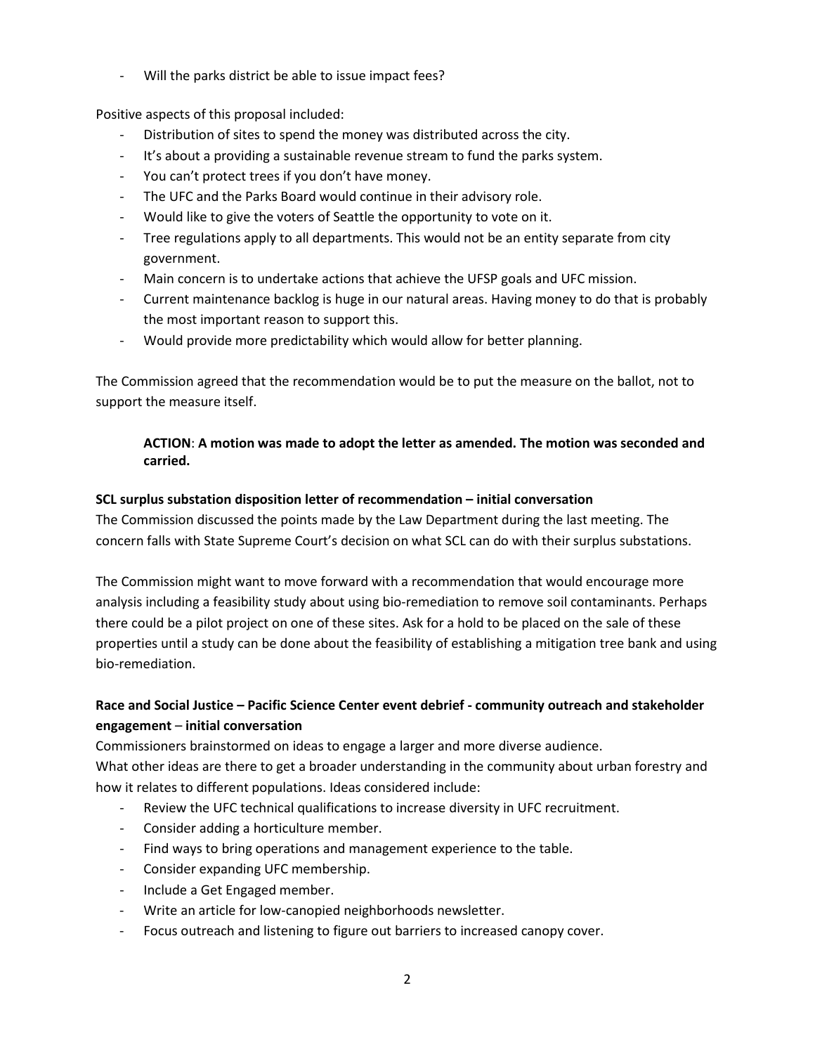- Will the parks district be able to issue impact fees?

Positive aspects of this proposal included:

- Distribution of sites to spend the money was distributed across the city.
- It's about a providing a sustainable revenue stream to fund the parks system.
- You can't protect trees if you don't have money.
- The UFC and the Parks Board would continue in their advisory role.
- Would like to give the voters of Seattle the opportunity to vote on it.
- Tree regulations apply to all departments. This would not be an entity separate from city government.
- Main concern is to undertake actions that achieve the UFSP goals and UFC mission.
- Current maintenance backlog is huge in our natural areas. Having money to do that is probably the most important reason to support this.
- Would provide more predictability which would allow for better planning.

The Commission agreed that the recommendation would be to put the measure on the ballot, not to support the measure itself.

> **ACTION**: **A motion was made to adopt the letter as amended. The motion was seconded and carried.**

**SCL surplus substation disposition letter of recommendation – initial conversation**

The Commission discussed the points made by the Law Department during the last meeting. The concern falls with State Supreme Court's decision on what SCL can do with their surplus substations.

The Commission might want to move forward with a recommendation that would encourage more analysis including a feasibility study about using bio-remediation to remove soil contaminants. Perhaps there could be a pilot project on one of these sites. Ask for a hold to be placed on the sale of these properties until a study can be done about the feasibility of establishing a mitigation tree bank and using bio-remediation.

**Race and Social Justice – Pacific Science Center event debrief - community outreach and stakeholder engagement – initial conversation**

Commissioners brainstormed on ideas to engage a larger and more diverse audience.
What other ideas are there to get a broader understanding in the community about urban forestry and how it relates to different populations. Ideas considered include:

- Review the UFC technical qualifications to increase diversity in UFC recruitment.
- Consider adding a horticulture member.
- Find ways to bring operations and management experience to the table.
- Consider expanding UFC membership.
- Include a Get Engaged member.
- Write an article for low-canopied neighborhoods newsletter.
- Focus outreach and listening to figure out barriers to increased canopy cover.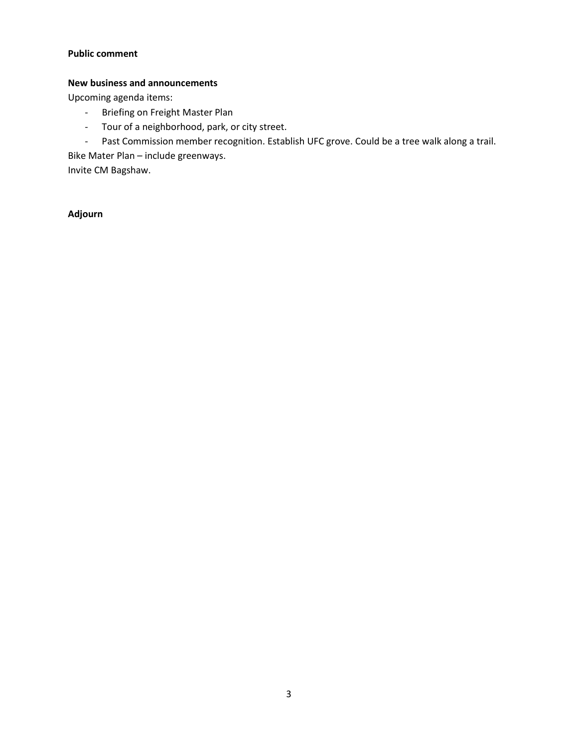**Public comment**

**New business and announcements**

Upcoming agenda items:

- Briefing on Freight Master Plan
- Tour of a neighborhood, park, or city street.
- Past Commission member recognition. Establish UFC grove. Could be a tree walk along a trail.

Bike Mater Plan – include greenways.

Invite CM Bagshaw.

**Adjourn**